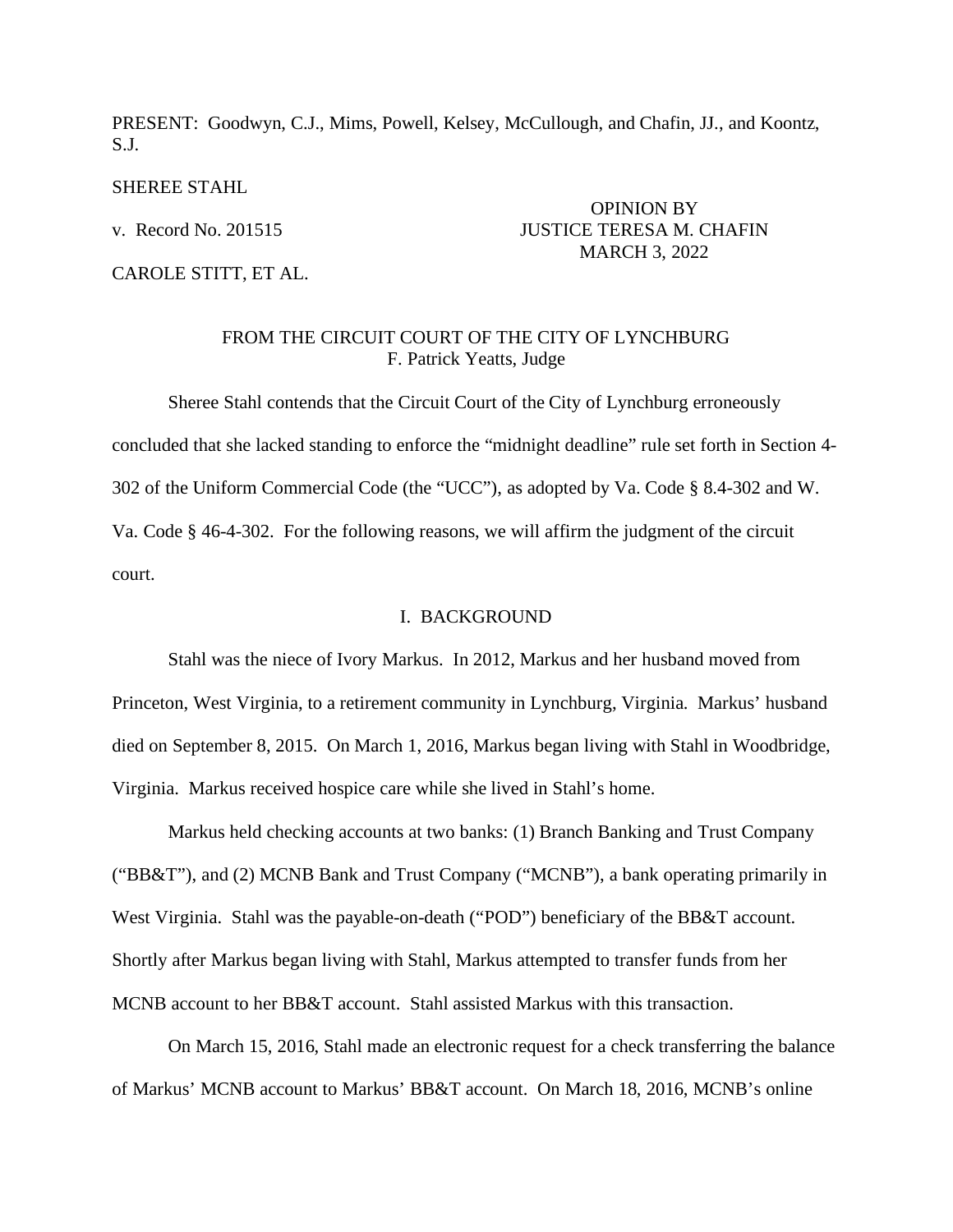PRESENT: Goodwyn, C.J., Mims, Powell, Kelsey, McCullough, and Chafin, JJ., and Koontz, S.J.

SHEREE STAHL

v. Record No. 201515

CAROLE STITT, ET AL.

OPINION BY
JUSTICE TERESA M. CHAFIN
MARCH 3, 2022

FROM THE CIRCUIT COURT OF THE CITY OF LYNCHBURG
F. Patrick Yeatts, Judge

Sheree Stahl contends that the Circuit Court of the City of Lynchburg erroneously concluded that she lacked standing to enforce the "midnight deadline" rule set forth in Section 4-302 of the Uniform Commercial Code (the "UCC"), as adopted by Va. Code § 8.4-302 and W. Va. Code § 46-4-302. For the following reasons, we will affirm the judgment of the circuit court.

## I. BACKGROUND

Stahl was the niece of Ivory Markus. In 2012, Markus and her husband moved from Princeton, West Virginia, to a retirement community in Lynchburg, Virginia. Markus' husband died on September 8, 2015. On March 1, 2016, Markus began living with Stahl in Woodbridge, Virginia. Markus received hospice care while she lived in Stahl's home.

Markus held checking accounts at two banks: (1) Branch Banking and Trust Company ("BB&T"), and (2) MCNB Bank and Trust Company ("MCNB"), a bank operating primarily in West Virginia. Stahl was the payable-on-death ("POD") beneficiary of the BB&T account. Shortly after Markus began living with Stahl, Markus attempted to transfer funds from her MCNB account to her BB&T account. Stahl assisted Markus with this transaction.

On March 15, 2016, Stahl made an electronic request for a check transferring the balance of Markus' MCNB account to Markus' BB&T account. On March 18, 2016, MCNB's online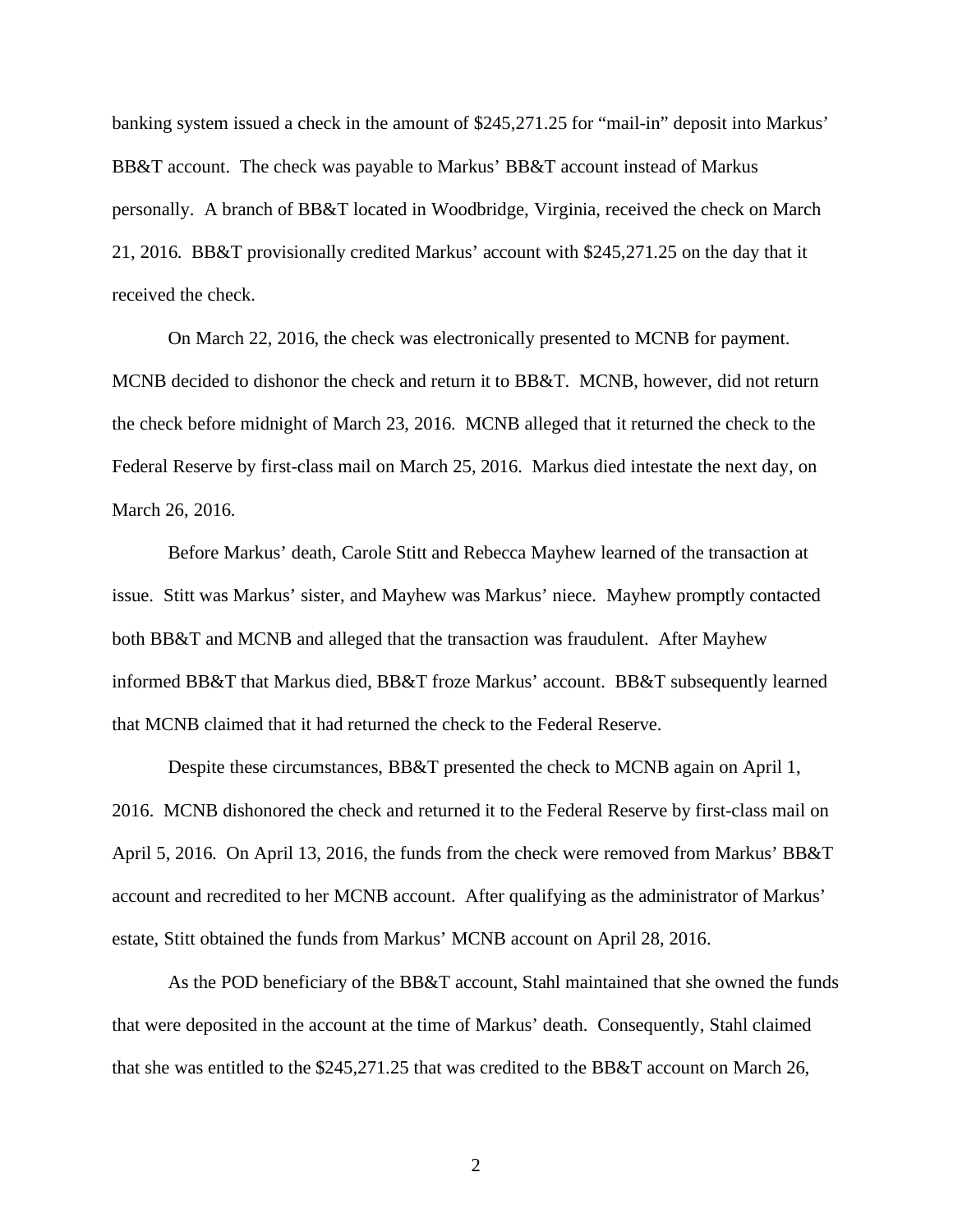banking system issued a check in the amount of $245,271.25 for "mail-in" deposit into Markus' BB&T account. The check was payable to Markus' BB&T account instead of Markus personally. A branch of BB&T located in Woodbridge, Virginia, received the check on March 21, 2016. BB&T provisionally credited Markus' account with $245,271.25 on the day that it received the check.

On March 22, 2016, the check was electronically presented to MCNB for payment. MCNB decided to dishonor the check and return it to BB&T. MCNB, however, did not return the check before midnight of March 23, 2016. MCNB alleged that it returned the check to the Federal Reserve by first-class mail on March 25, 2016. Markus died intestate the next day, on March 26, 2016.

Before Markus' death, Carole Stitt and Rebecca Mayhew learned of the transaction at issue. Stitt was Markus' sister, and Mayhew was Markus' niece. Mayhew promptly contacted both BB&T and MCNB and alleged that the transaction was fraudulent. After Mayhew informed BB&T that Markus died, BB&T froze Markus' account. BB&T subsequently learned that MCNB claimed that it had returned the check to the Federal Reserve.

Despite these circumstances, BB&T presented the check to MCNB again on April 1, 2016. MCNB dishonored the check and returned it to the Federal Reserve by first-class mail on April 5, 2016. On April 13, 2016, the funds from the check were removed from Markus' BB&T account and recredited to her MCNB account. After qualifying as the administrator of Markus' estate, Stitt obtained the funds from Markus' MCNB account on April 28, 2016.

As the POD beneficiary of the BB&T account, Stahl maintained that she owned the funds that were deposited in the account at the time of Markus' death. Consequently, Stahl claimed that she was entitled to the $245,271.25 that was credited to the BB&T account on March 26,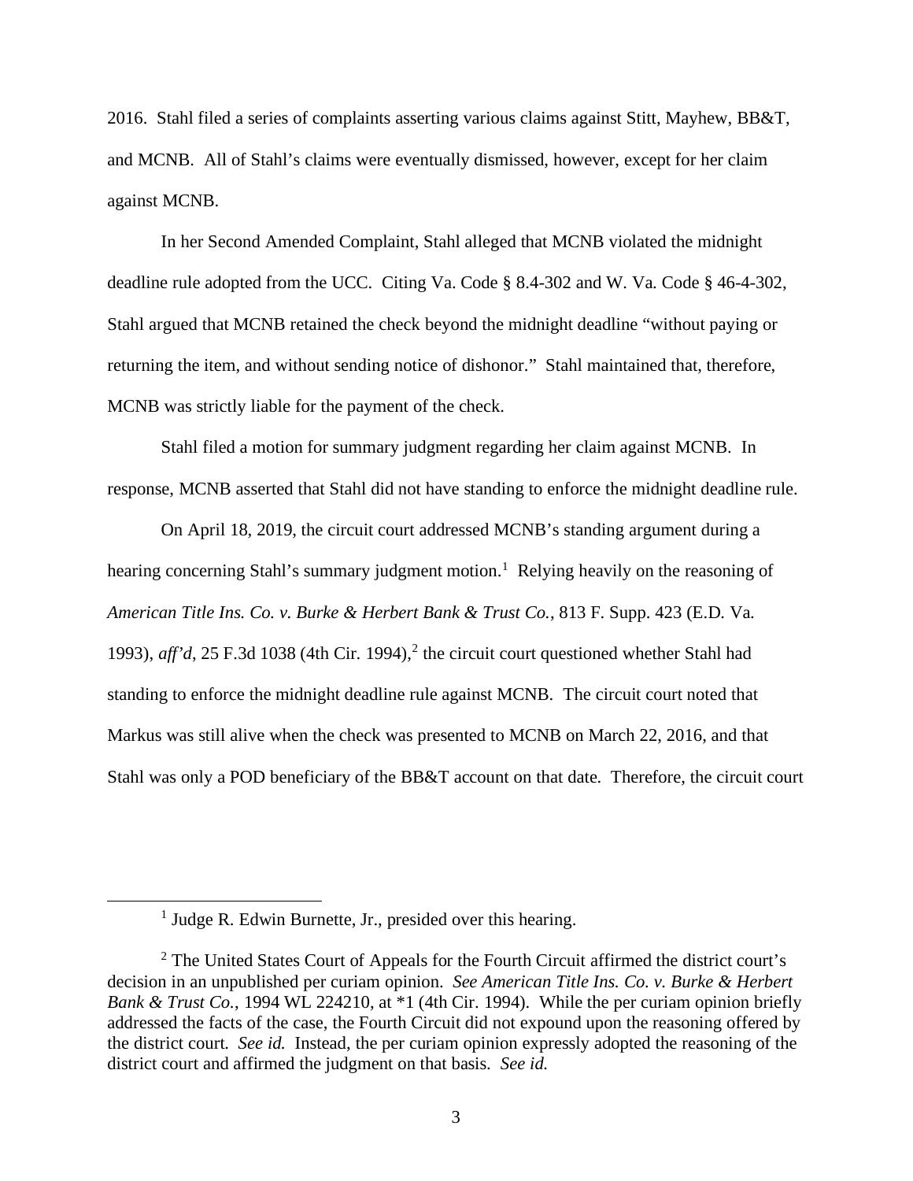2016. Stahl filed a series of complaints asserting various claims against Stitt, Mayhew, BB&T, and MCNB. All of Stahl's claims were eventually dismissed, however, except for her claim against MCNB.

In her Second Amended Complaint, Stahl alleged that MCNB violated the midnight deadline rule adopted from the UCC. Citing Va. Code § 8.4-302 and W. Va. Code § 46-4-302, Stahl argued that MCNB retained the check beyond the midnight deadline "without paying or returning the item, and without sending notice of dishonor." Stahl maintained that, therefore, MCNB was strictly liable for the payment of the check.

Stahl filed a motion for summary judgment regarding her claim against MCNB. In response, MCNB asserted that Stahl did not have standing to enforce the midnight deadline rule.

On April 18, 2019, the circuit court addressed MCNB's standing argument during a hearing concerning Stahl's summary judgment motion.[1] Relying heavily on the reasoning of *American Title Ins. Co. v. Burke & Herbert Bank & Trust Co.*, 813 F. Supp. 423 (E.D. Va. 1993), *aff'd*, 25 F.3d 1038 (4th Cir. 1994),[2] the circuit court questioned whether Stahl had standing to enforce the midnight deadline rule against MCNB. The circuit court noted that Markus was still alive when the check was presented to MCNB on March 22, 2016, and that Stahl was only a POD beneficiary of the BB&T account on that date. Therefore, the circuit court

---

[1] Judge R. Edwin Burnette, Jr., presided over this hearing.

[2] The United States Court of Appeals for the Fourth Circuit affirmed the district court's decision in an unpublished per curiam opinion. *See American Title Ins. Co. v. Burke & Herbert Bank & Trust Co.*, 1994 WL 224210, at *1 (4th Cir. 1994). While the per curiam opinion briefly addressed the facts of the case, the Fourth Circuit did not expound upon the reasoning offered by the district court. *See id.* Instead, the per curiam opinion expressly adopted the reasoning of the district court and affirmed the judgment on that basis. *See id.*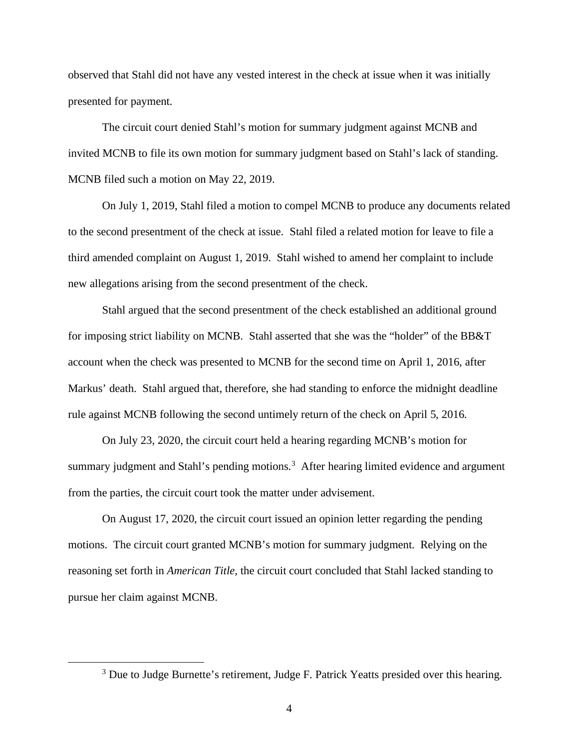observed that Stahl did not have any vested interest in the check at issue when it was initially presented for payment.

The circuit court denied Stahl's motion for summary judgment against MCNB and invited MCNB to file its own motion for summary judgment based on Stahl's lack of standing. MCNB filed such a motion on May 22, 2019.

On July 1, 2019, Stahl filed a motion to compel MCNB to produce any documents related to the second presentment of the check at issue. Stahl filed a related motion for leave to file a third amended complaint on August 1, 2019. Stahl wished to amend her complaint to include new allegations arising from the second presentment of the check.

Stahl argued that the second presentment of the check established an additional ground for imposing strict liability on MCNB. Stahl asserted that she was the "holder" of the BB&T account when the check was presented to MCNB for the second time on April 1, 2016, after Markus' death. Stahl argued that, therefore, she had standing to enforce the midnight deadline rule against MCNB following the second untimely return of the check on April 5, 2016.

On July 23, 2020, the circuit court held a hearing regarding MCNB's motion for summary judgment and Stahl's pending motions.[3] After hearing limited evidence and argument from the parties, the circuit court took the matter under advisement.

On August 17, 2020, the circuit court issued an opinion letter regarding the pending motions. The circuit court granted MCNB's motion for summary judgment. Relying on the reasoning set forth in *American Title*, the circuit court concluded that Stahl lacked standing to pursue her claim against MCNB.

[3] Due to Judge Burnette's retirement, Judge F. Patrick Yeatts presided over this hearing.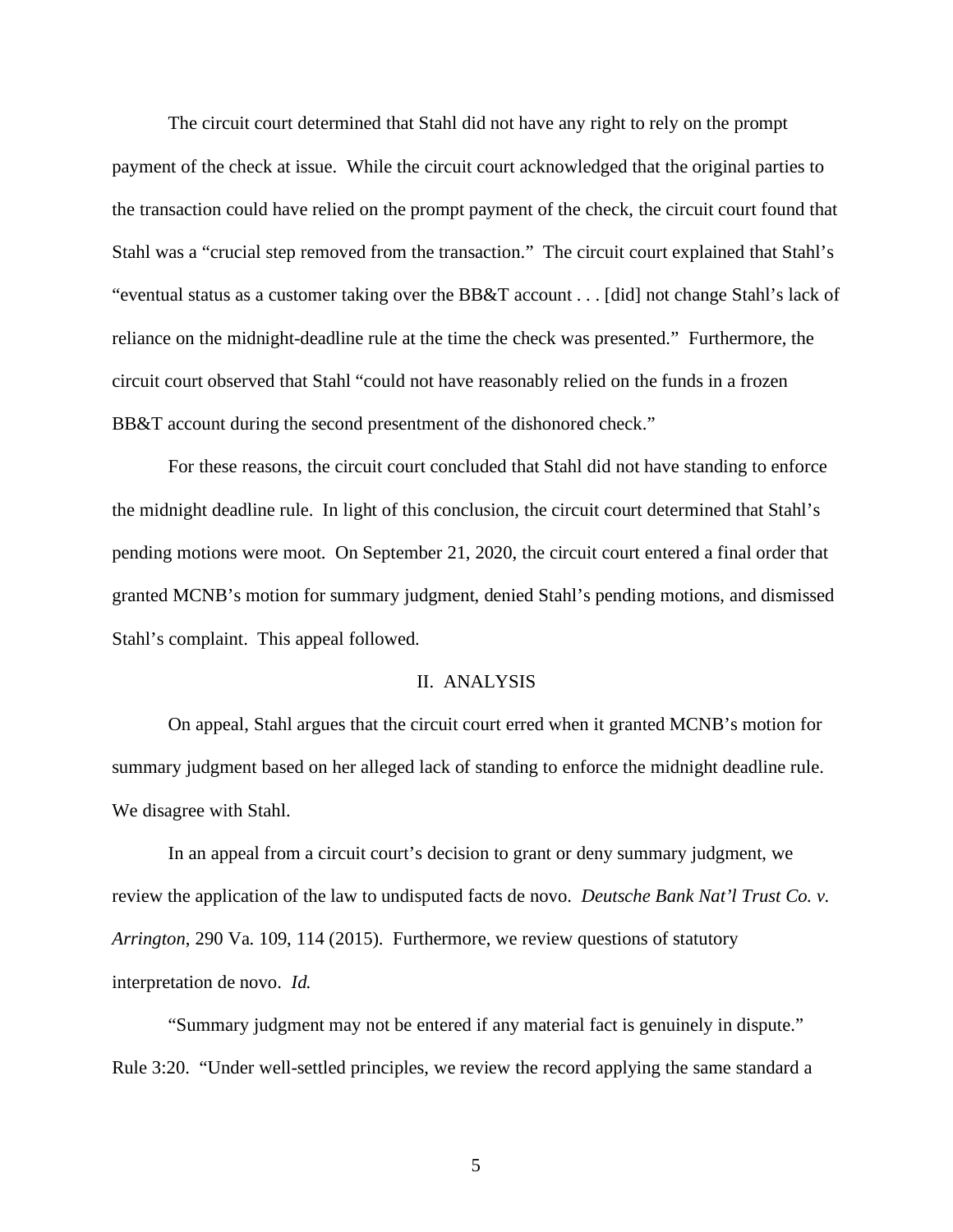The circuit court determined that Stahl did not have any right to rely on the prompt payment of the check at issue. While the circuit court acknowledged that the original parties to the transaction could have relied on the prompt payment of the check, the circuit court found that Stahl was a "crucial step removed from the transaction." The circuit court explained that Stahl's "eventual status as a customer taking over the BB&T account . . . [did] not change Stahl's lack of reliance on the midnight-deadline rule at the time the check was presented." Furthermore, the circuit court observed that Stahl "could not have reasonably relied on the funds in a frozen BB&T account during the second presentment of the dishonored check."

For these reasons, the circuit court concluded that Stahl did not have standing to enforce the midnight deadline rule. In light of this conclusion, the circuit court determined that Stahl's pending motions were moot. On September 21, 2020, the circuit court entered a final order that granted MCNB's motion for summary judgment, denied Stahl's pending motions, and dismissed Stahl's complaint. This appeal followed.

## II. ANALYSIS

On appeal, Stahl argues that the circuit court erred when it granted MCNB's motion for summary judgment based on her alleged lack of standing to enforce the midnight deadline rule. We disagree with Stahl.

In an appeal from a circuit court's decision to grant or deny summary judgment, we review the application of the law to undisputed facts de novo. *Deutsche Bank Nat'l Trust Co. v. Arrington*, 290 Va. 109, 114 (2015). Furthermore, we review questions of statutory interpretation de novo. *Id.*

"Summary judgment may not be entered if any material fact is genuinely in dispute." Rule 3:20. "Under well-settled principles, we review the record applying the same standard a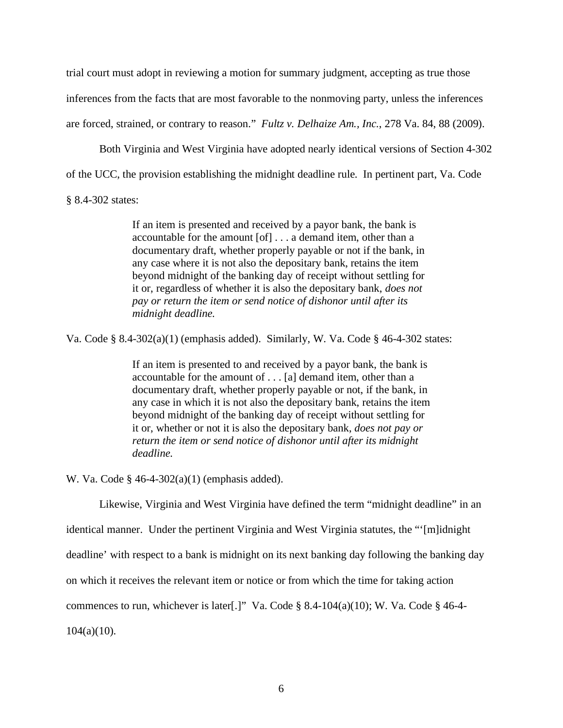trial court must adopt in reviewing a motion for summary judgment, accepting as true those inferences from the facts that are most favorable to the nonmoving party, unless the inferences are forced, strained, or contrary to reason." *Fultz v. Delhaize Am., Inc.*, 278 Va. 84, 88 (2009).

Both Virginia and West Virginia have adopted nearly identical versions of Section 4-302 of the UCC, the provision establishing the midnight deadline rule. In pertinent part, Va. Code § 8.4-302 states:

> If an item is presented and received by a payor bank, the bank is accountable for the amount [of] . . . a demand item, other than a documentary draft, whether properly payable or not if the bank, in any case where it is not also the depositary bank, retains the item beyond midnight of the banking day of receipt without settling for it or, regardless of whether it is also the depositary bank, *does not pay or return the item or send notice of dishonor until after its midnight deadline.*

Va. Code § 8.4-302(a)(1) (emphasis added). Similarly, W. Va. Code § 46-4-302 states:

> If an item is presented to and received by a payor bank, the bank is accountable for the amount of . . . [a] demand item, other than a documentary draft, whether properly payable or not, if the bank, in any case in which it is not also the depositary bank, retains the item beyond midnight of the banking day of receipt without settling for it or, whether or not it is also the depositary bank, *does not pay or return the item or send notice of dishonor until after its midnight deadline.*

W. Va. Code § 46-4-302(a)(1) (emphasis added).

Likewise, Virginia and West Virginia have defined the term "midnight deadline" in an identical manner. Under the pertinent Virginia and West Virginia statutes, the "'[m]idnight deadline' with respect to a bank is midnight on its next banking day following the banking day on which it receives the relevant item or notice or from which the time for taking action commences to run, whichever is later[.]" Va. Code § 8.4-104(a)(10); W. Va. Code § 46-4-104(a)(10).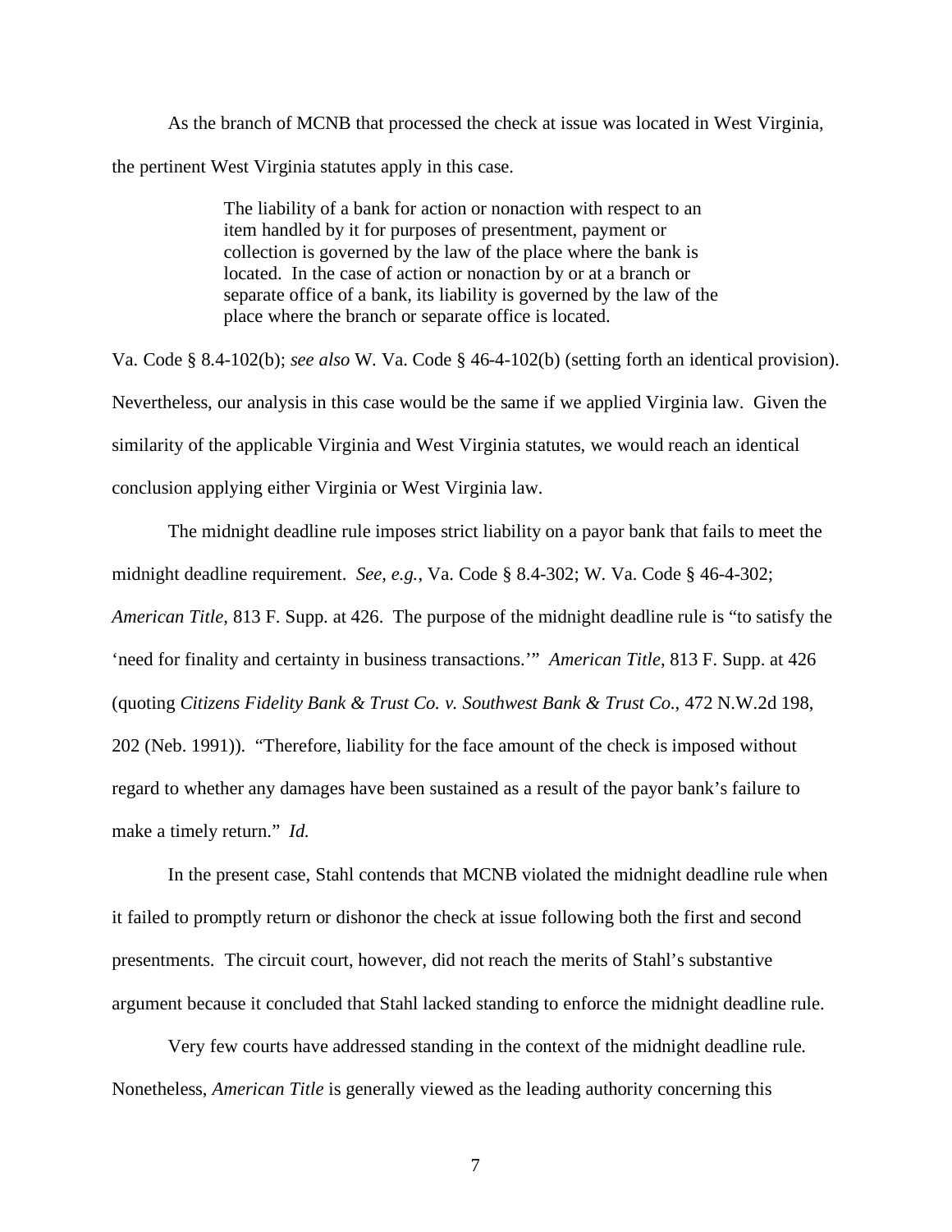As the branch of MCNB that processed the check at issue was located in West Virginia, the pertinent West Virginia statutes apply in this case.

> The liability of a bank for action or nonaction with respect to an item handled by it for purposes of presentment, payment or collection is governed by the law of the place where the bank is located. In the case of action or nonaction by or at a branch or separate office of a bank, its liability is governed by the law of the place where the branch or separate office is located.

Va. Code § 8.4-102(b); *see also* W. Va. Code § 46-4-102(b) (setting forth an identical provision). Nevertheless, our analysis in this case would be the same if we applied Virginia law. Given the similarity of the applicable Virginia and West Virginia statutes, we would reach an identical conclusion applying either Virginia or West Virginia law.

The midnight deadline rule imposes strict liability on a payor bank that fails to meet the midnight deadline requirement. *See, e.g.*, Va. Code § 8.4-302; W. Va. Code § 46-4-302; *American Title*, 813 F. Supp. at 426. The purpose of the midnight deadline rule is "to satisfy the 'need for finality and certainty in business transactions.'" *American Title*, 813 F. Supp. at 426 (quoting *Citizens Fidelity Bank & Trust Co. v. Southwest Bank & Trust Co.*, 472 N.W.2d 198, 202 (Neb. 1991)). "Therefore, liability for the face amount of the check is imposed without regard to whether any damages have been sustained as a result of the payor bank's failure to make a timely return." *Id.*

In the present case, Stahl contends that MCNB violated the midnight deadline rule when it failed to promptly return or dishonor the check at issue following both the first and second presentments. The circuit court, however, did not reach the merits of Stahl's substantive argument because it concluded that Stahl lacked standing to enforce the midnight deadline rule.

Very few courts have addressed standing in the context of the midnight deadline rule. Nonetheless, *American Title* is generally viewed as the leading authority concerning this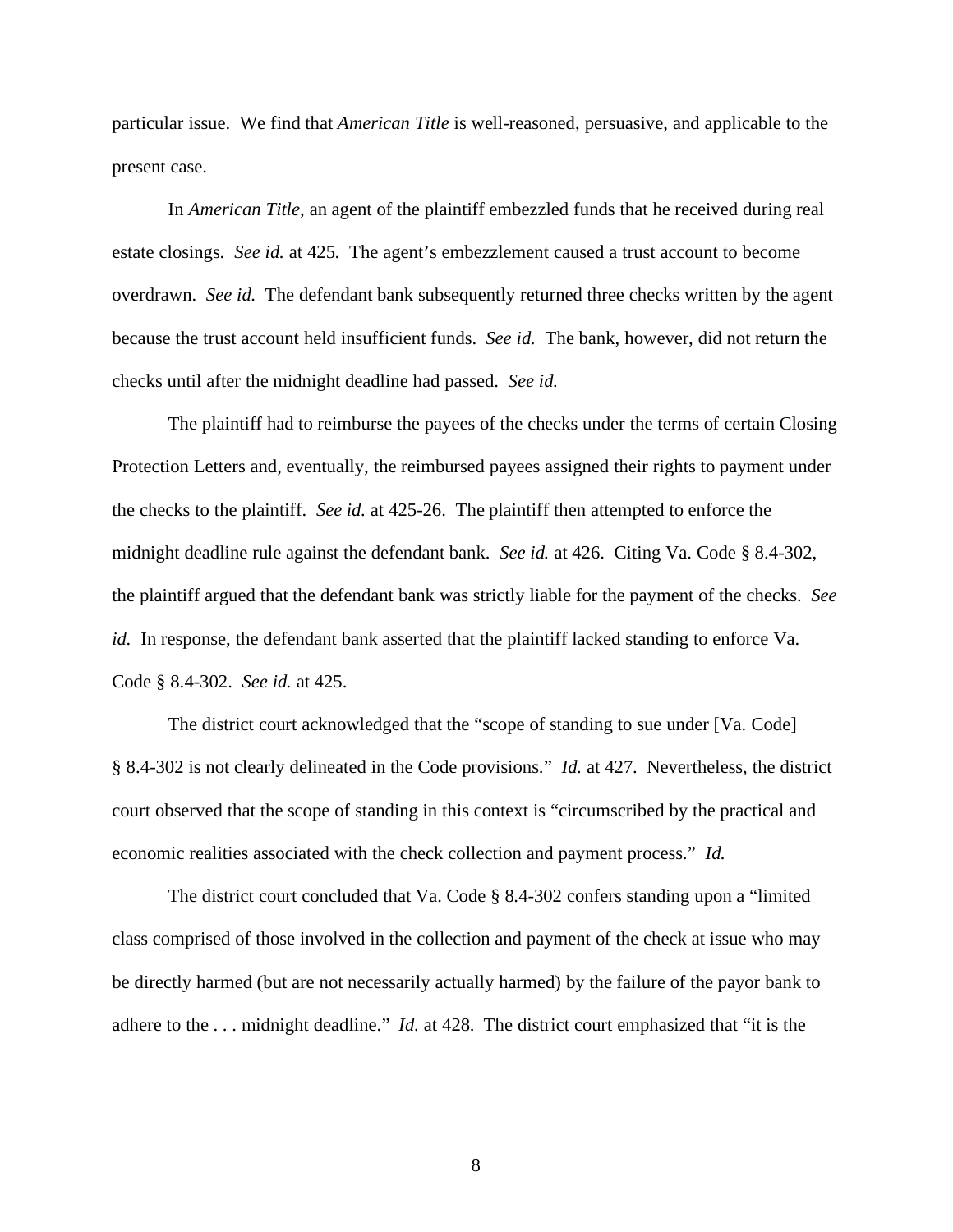particular issue. We find that *American Title* is well-reasoned, persuasive, and applicable to the present case.

In *American Title*, an agent of the plaintiff embezzled funds that he received during real estate closings. *See id.* at 425. The agent's embezzlement caused a trust account to become overdrawn. *See id.* The defendant bank subsequently returned three checks written by the agent because the trust account held insufficient funds. *See id.* The bank, however, did not return the checks until after the midnight deadline had passed. *See id.*

The plaintiff had to reimburse the payees of the checks under the terms of certain Closing Protection Letters and, eventually, the reimbursed payees assigned their rights to payment under the checks to the plaintiff. *See id.* at 425-26. The plaintiff then attempted to enforce the midnight deadline rule against the defendant bank. *See id.* at 426. Citing Va. Code § 8.4-302, the plaintiff argued that the defendant bank was strictly liable for the payment of the checks. *See id.* In response, the defendant bank asserted that the plaintiff lacked standing to enforce Va. Code § 8.4-302. *See id.* at 425.

The district court acknowledged that the "scope of standing to sue under [Va. Code] § 8.4-302 is not clearly delineated in the Code provisions." *Id.* at 427. Nevertheless, the district court observed that the scope of standing in this context is "circumscribed by the practical and economic realities associated with the check collection and payment process." *Id.*

The district court concluded that Va. Code § 8.4-302 confers standing upon a "limited class comprised of those involved in the collection and payment of the check at issue who may be directly harmed (but are not necessarily actually harmed) by the failure of the payor bank to adhere to the . . . midnight deadline." *Id.* at 428. The district court emphasized that "it is the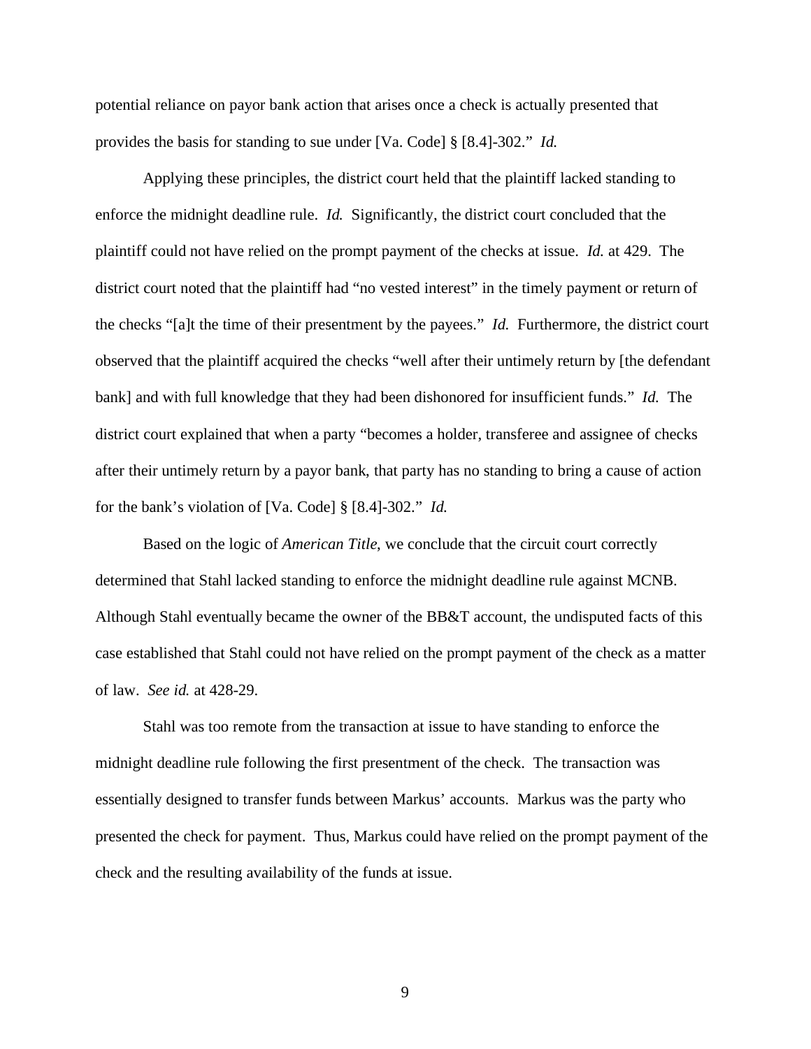potential reliance on payor bank action that arises once a check is actually presented that provides the basis for standing to sue under [Va. Code] § [8.4]-302." *Id.*

Applying these principles, the district court held that the plaintiff lacked standing to enforce the midnight deadline rule. *Id.* Significantly, the district court concluded that the plaintiff could not have relied on the prompt payment of the checks at issue. *Id.* at 429. The district court noted that the plaintiff had "no vested interest" in the timely payment or return of the checks "[a]t the time of their presentment by the payees." *Id.* Furthermore, the district court observed that the plaintiff acquired the checks "well after their untimely return by [the defendant bank] and with full knowledge that they had been dishonored for insufficient funds." *Id.* The district court explained that when a party "becomes a holder, transferee and assignee of checks after their untimely return by a payor bank, that party has no standing to bring a cause of action for the bank's violation of [Va. Code] § [8.4]-302." *Id.*

Based on the logic of *American Title*, we conclude that the circuit court correctly determined that Stahl lacked standing to enforce the midnight deadline rule against MCNB. Although Stahl eventually became the owner of the BB&T account, the undisputed facts of this case established that Stahl could not have relied on the prompt payment of the check as a matter of law. *See id.* at 428-29.

Stahl was too remote from the transaction at issue to have standing to enforce the midnight deadline rule following the first presentment of the check. The transaction was essentially designed to transfer funds between Markus' accounts. Markus was the party who presented the check for payment. Thus, Markus could have relied on the prompt payment of the check and the resulting availability of the funds at issue.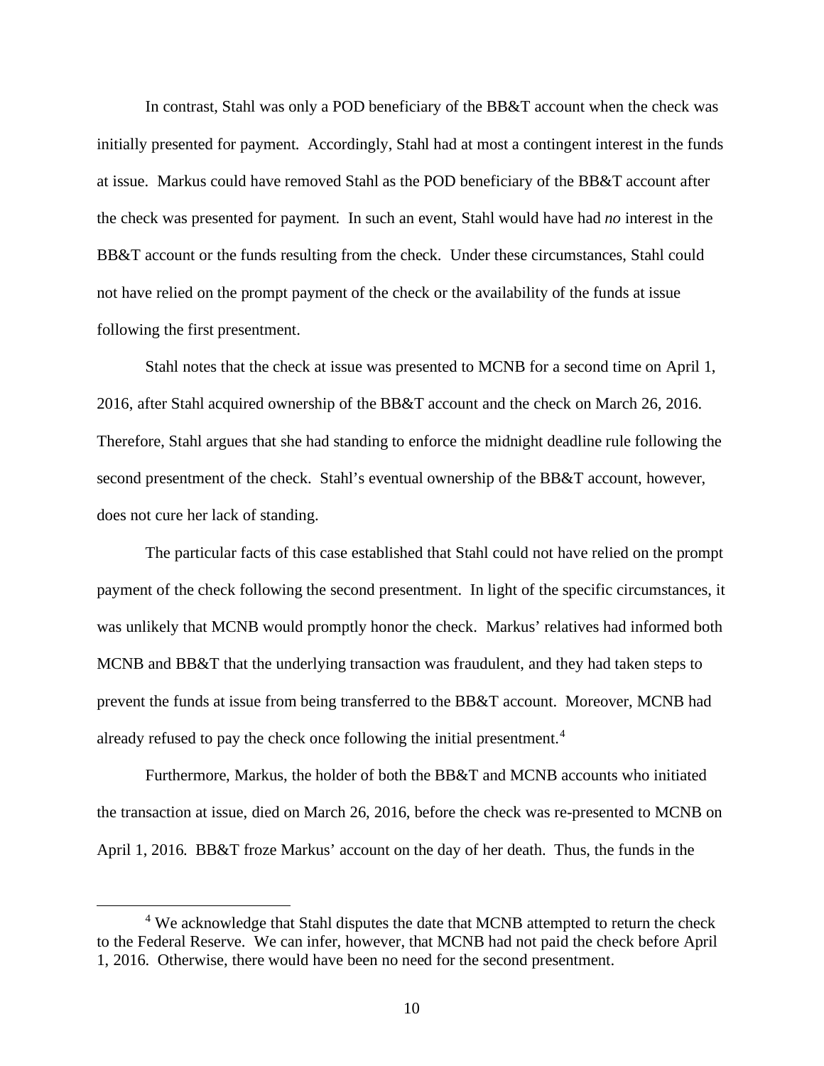In contrast, Stahl was only a POD beneficiary of the BB&T account when the check was initially presented for payment. Accordingly, Stahl had at most a contingent interest in the funds at issue. Markus could have removed Stahl as the POD beneficiary of the BB&T account after the check was presented for payment. In such an event, Stahl would have had *no* interest in the BB&T account or the funds resulting from the check. Under these circumstances, Stahl could not have relied on the prompt payment of the check or the availability of the funds at issue following the first presentment.

Stahl notes that the check at issue was presented to MCNB for a second time on April 1, 2016, after Stahl acquired ownership of the BB&T account and the check on March 26, 2016. Therefore, Stahl argues that she had standing to enforce the midnight deadline rule following the second presentment of the check. Stahl's eventual ownership of the BB&T account, however, does not cure her lack of standing.

The particular facts of this case established that Stahl could not have relied on the prompt payment of the check following the second presentment. In light of the specific circumstances, it was unlikely that MCNB would promptly honor the check. Markus' relatives had informed both MCNB and BB&T that the underlying transaction was fraudulent, and they had taken steps to prevent the funds at issue from being transferred to the BB&T account. Moreover, MCNB had already refused to pay the check once following the initial presentment.[4]

Furthermore, Markus, the holder of both the BB&T and MCNB accounts who initiated the transaction at issue, died on March 26, 2016, before the check was re-presented to MCNB on April 1, 2016. BB&T froze Markus' account on the day of her death. Thus, the funds in the

---

[4] We acknowledge that Stahl disputes the date that MCNB attempted to return the check to the Federal Reserve. We can infer, however, that MCNB had not paid the check before April 1, 2016. Otherwise, there would have been no need for the second presentment.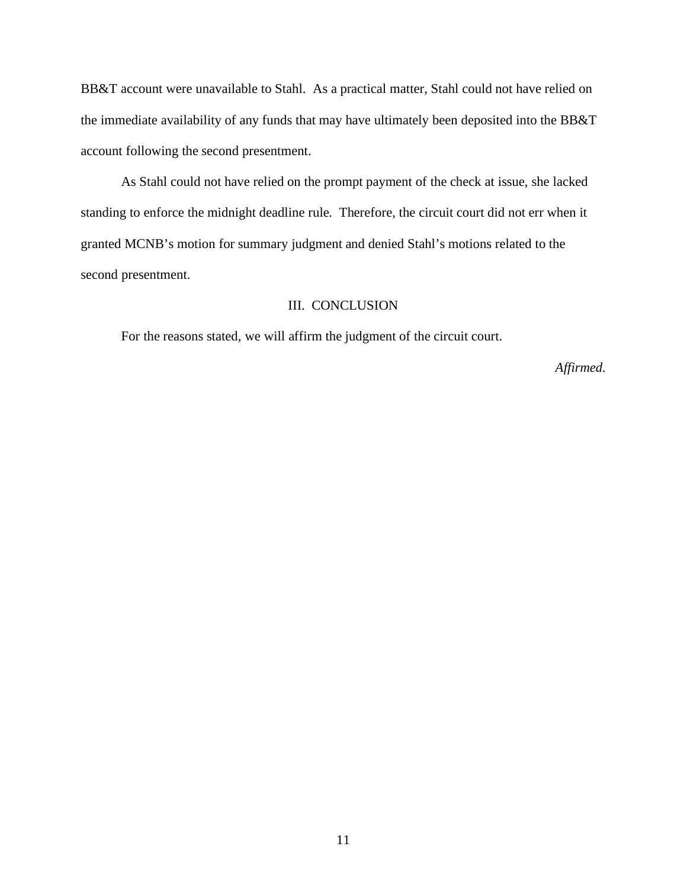BB&T account were unavailable to Stahl. As a practical matter, Stahl could not have relied on the immediate availability of any funds that may have ultimately been deposited into the BB&T account following the second presentment.

As Stahl could not have relied on the prompt payment of the check at issue, she lacked standing to enforce the midnight deadline rule. Therefore, the circuit court did not err when it granted MCNB's motion for summary judgment and denied Stahl's motions related to the second presentment.

## III. CONCLUSION

For the reasons stated, we will affirm the judgment of the circuit court.

*Affirmed.*